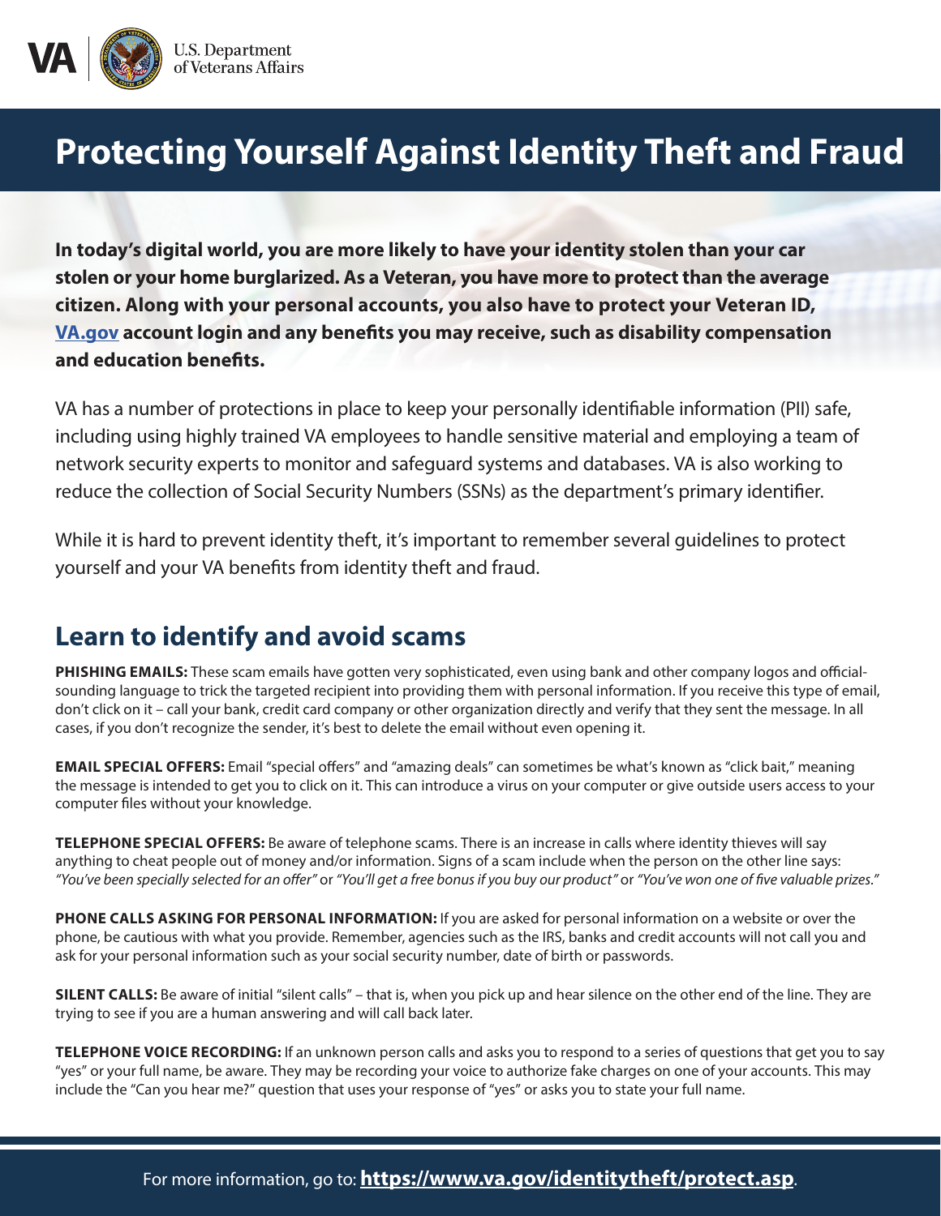U.S. Department of Veterans Affairs

# Protecting Yourself Against Identity Theft and Fraud

**In today's digital world, you are more likely to have your identity stolen than your car stolen or your home burglarized. As a Veteran, you have more to protect than the average citizen. Along with your personal accounts, you also have to protect your Veteran ID, [VA.gov](https://www.va.gov) account login and any benefits you may receive, such as disability compensation and education benefits.**

VA has a number of protections in place to keep your personally identifiable information (PII) safe, including using highly trained VA employees to handle sensitive material and employing a team of network security experts to monitor and safeguard systems and databases. VA is also working to reduce the collection of Social Security Numbers (SSNs) as the department's primary identifier.

While it is hard to prevent identity theft, it's important to remember several guidelines to protect yourself and your VA benefits from identity theft and fraud.

## Learn to identify and avoid scams

**PHISHING EMAILS:** These scam emails have gotten very sophisticated, even using bank and other company logos and official-sounding language to trick the targeted recipient into providing them with personal information. If you receive this type of email, don't click on it – call your bank, credit card company or other organization directly and verify that they sent the message. In all cases, if you don't recognize the sender, it's best to delete the email without even opening it.

**EMAIL SPECIAL OFFERS:** Email "special offers" and "amazing deals" can sometimes be what's known as "click bait," meaning the message is intended to get you to click on it. This can introduce a virus on your computer or give outside users access to your computer files without your knowledge.

**TELEPHONE SPECIAL OFFERS:** Be aware of telephone scams. There is an increase in calls where identity thieves will say anything to cheat people out of money and/or information. Signs of a scam include when the person on the other line says: *"You've been specially selected for an offer"* or *"You'll get a free bonus if you buy our product"* or *"You've won one of five valuable prizes."*

**PHONE CALLS ASKING FOR PERSONAL INFORMATION:** If you are asked for personal information on a website or over the phone, be cautious with what you provide. Remember, agencies such as the IRS, banks and credit accounts will not call you and ask for your personal information such as your social security number, date of birth or passwords.

**SILENT CALLS:** Be aware of initial "silent calls" – that is, when you pick up and hear silence on the other end of the line. They are trying to see if you are a human answering and will call back later.

**TELEPHONE VOICE RECORDING:** If an unknown person calls and asks you to respond to a series of questions that get you to say "yes" or your full name, be aware. They may be recording your voice to authorize fake charges on one of your accounts. This may include the "Can you hear me?" question that uses your response of "yes" or asks you to state your full name.

For more information, go to: **[https://www.va.gov/identitytheft/protect.asp](https://www.va.gov/identitytheft/protect.asp)**.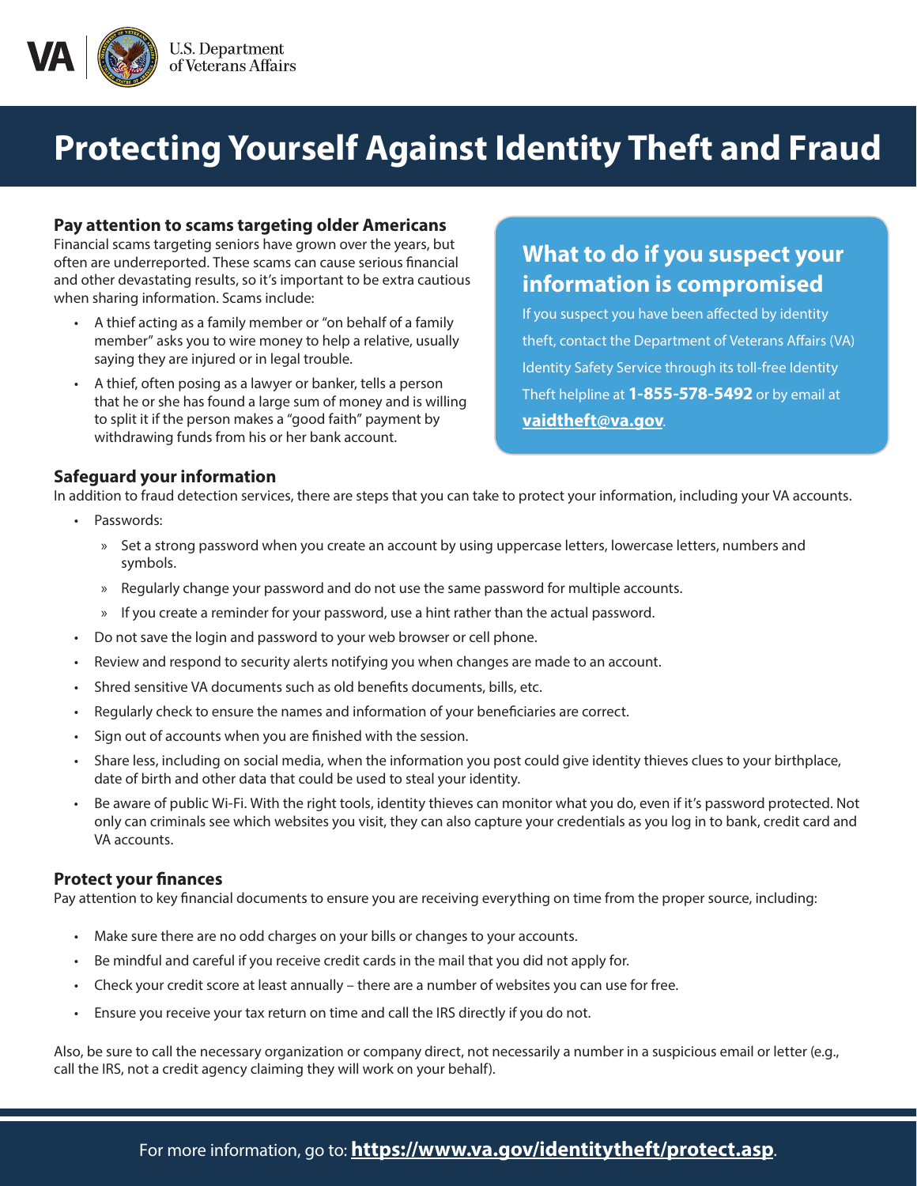# Protecting Yourself Against Identity Theft and Fraud

### Pay attention to scams targeting older Americans

Financial scams targeting seniors have grown over the years, but often are underreported. These scams can cause serious financial and other devastating results, so it's important to be extra cautious when sharing information. Scams include:

- A thief acting as a family member or "on behalf of a family member" asks you to wire money to help a relative, usually saying they are injured or in legal trouble.
- A thief, often posing as a lawyer or banker, tells a person that he or she has found a large sum of money and is willing to split it if the person makes a "good faith" payment by withdrawing funds from his or her bank account.

## What to do if you suspect your information is compromised

If you suspect you have been affected by identity theft, contact the Department of Veterans Affairs (VA) Identity Safety Service through its toll-free Identity Theft helpline at **1-855-578-5492** or by email at **vaidtheft@va.gov**.

### Safeguard your information

In addition to fraud detection services, there are steps that you can take to protect your information, including your VA accounts.

- Passwords:
  - Set a strong password when you create an account by using uppercase letters, lowercase letters, numbers and symbols.
  - Regularly change your password and do not use the same password for multiple accounts.
  - If you create a reminder for your password, use a hint rather than the actual password.
- Do not save the login and password to your web browser or cell phone.
- Review and respond to security alerts notifying you when changes are made to an account.
- Shred sensitive VA documents such as old benefits documents, bills, etc.
- Regularly check to ensure the names and information of your beneficiaries are correct.
- Sign out of accounts when you are finished with the session.
- Share less, including on social media, when the information you post could give identity thieves clues to your birthplace, date of birth and other data that could be used to steal your identity.
- Be aware of public Wi-Fi. With the right tools, identity thieves can monitor what you do, even if it's password protected. Not only can criminals see which websites you visit, they can also capture your credentials as you log in to bank, credit card and VA accounts.

### Protect your finances

Pay attention to key financial documents to ensure you are receiving everything on time from the proper source, including:

- Make sure there are no odd charges on your bills or changes to your accounts.
- Be mindful and careful if you receive credit cards in the mail that you did not apply for.
- Check your credit score at least annually – there are a number of websites you can use for free.
- Ensure you receive your tax return on time and call the IRS directly if you do not.

Also, be sure to call the necessary organization or company direct, not necessarily a number in a suspicious email or letter (e.g., call the IRS, not a credit agency claiming they will work on your behalf).

For more information, go to: **https://www.va.gov/identitytheft/protect.asp**.